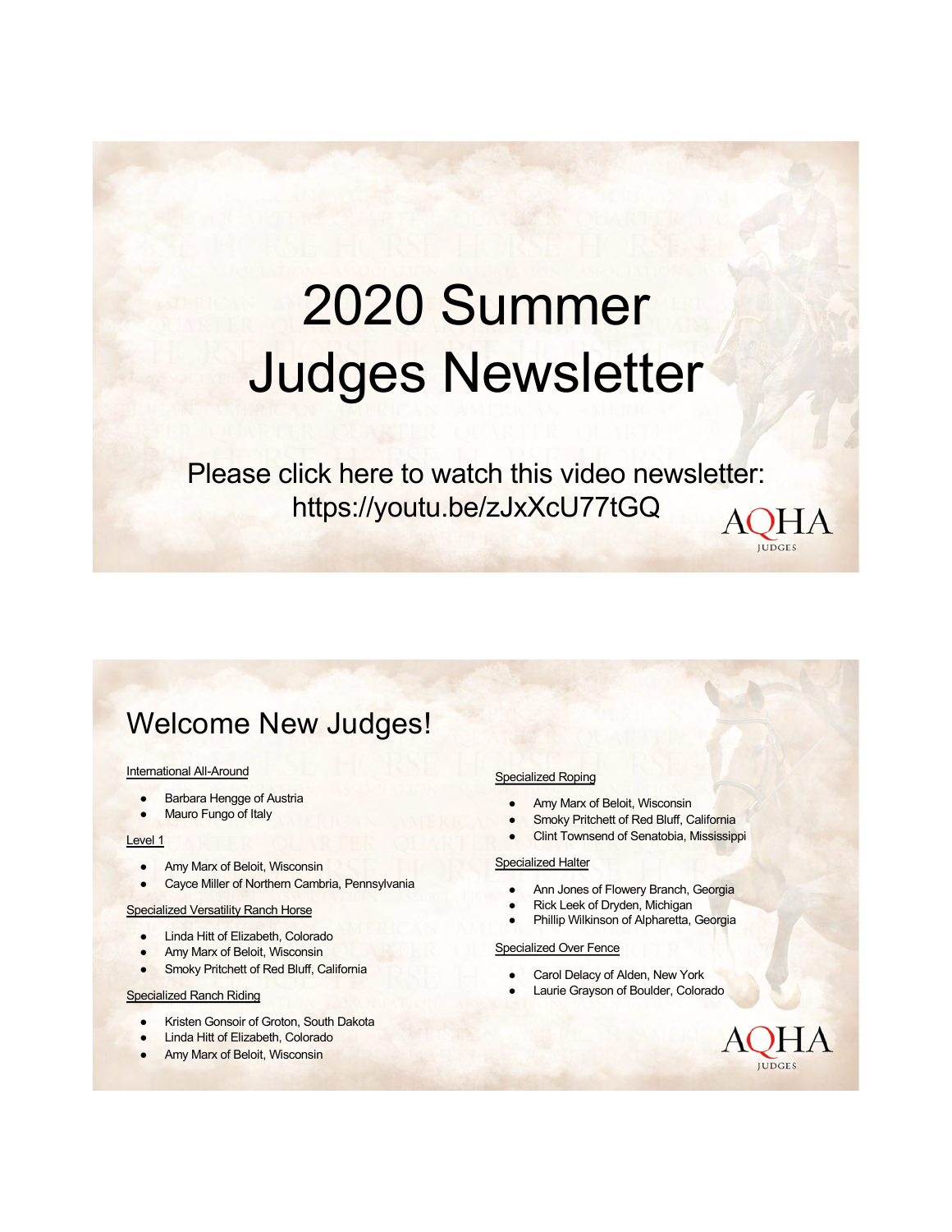# 2020 Summer Judges Newsletter

Please click here to watch this video newsletter: https://youtu.be/zJxXcU77tGQ

AQHA JUDGES

## Welcome New Judges!

International All-Around

- Barbara Hengge of Austria
- Mauro Fungo of Italy

Level 1

- Amy Marx of Beloit, Wisconsin
- Cayce Miller of Northern Cambria, Pennsylvania

Specialized Versatility Ranch Horse

- Linda Hitt of Elizabeth, Colorado
- Amy Marx of Beloit, Wisconsin
- Smoky Pritchett of Red Bluff, California

Specialized Ranch Riding

- Kristen Gonsoir of Groton, South Dakota
- Linda Hitt of Elizabeth, Colorado
- Amy Marx of Beloit, Wisconsin

Specialized Roping

- Amy Marx of Beloit, Wisconsin
- Smoky Pritchett of Red Bluff, California
- Clint Townsend of Senatobia, Mississippi

Specialized Halter

- Ann Jones of Flowery Branch, Georgia
- Rick Leek of Dryden, Michigan
- Phillip Wilkinson of Alpharetta, Georgia

Specialized Over Fence

- Carol Delacy of Alden, New York
- Laurie Grayson of Boulder, Colorado

AQHA JUDGES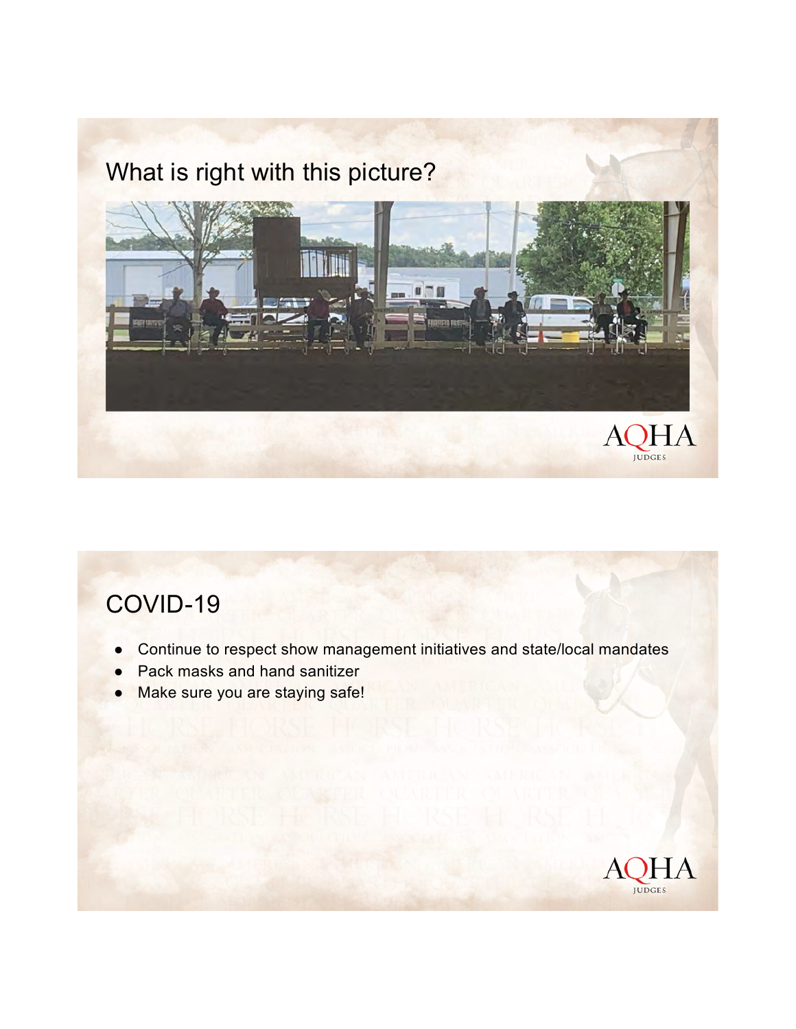## What is right with this picture?

## COVID-19

- Continue to respect show management initiatives and state/local mandates
- Pack masks and hand sanitizer
- Make sure you are staying safe!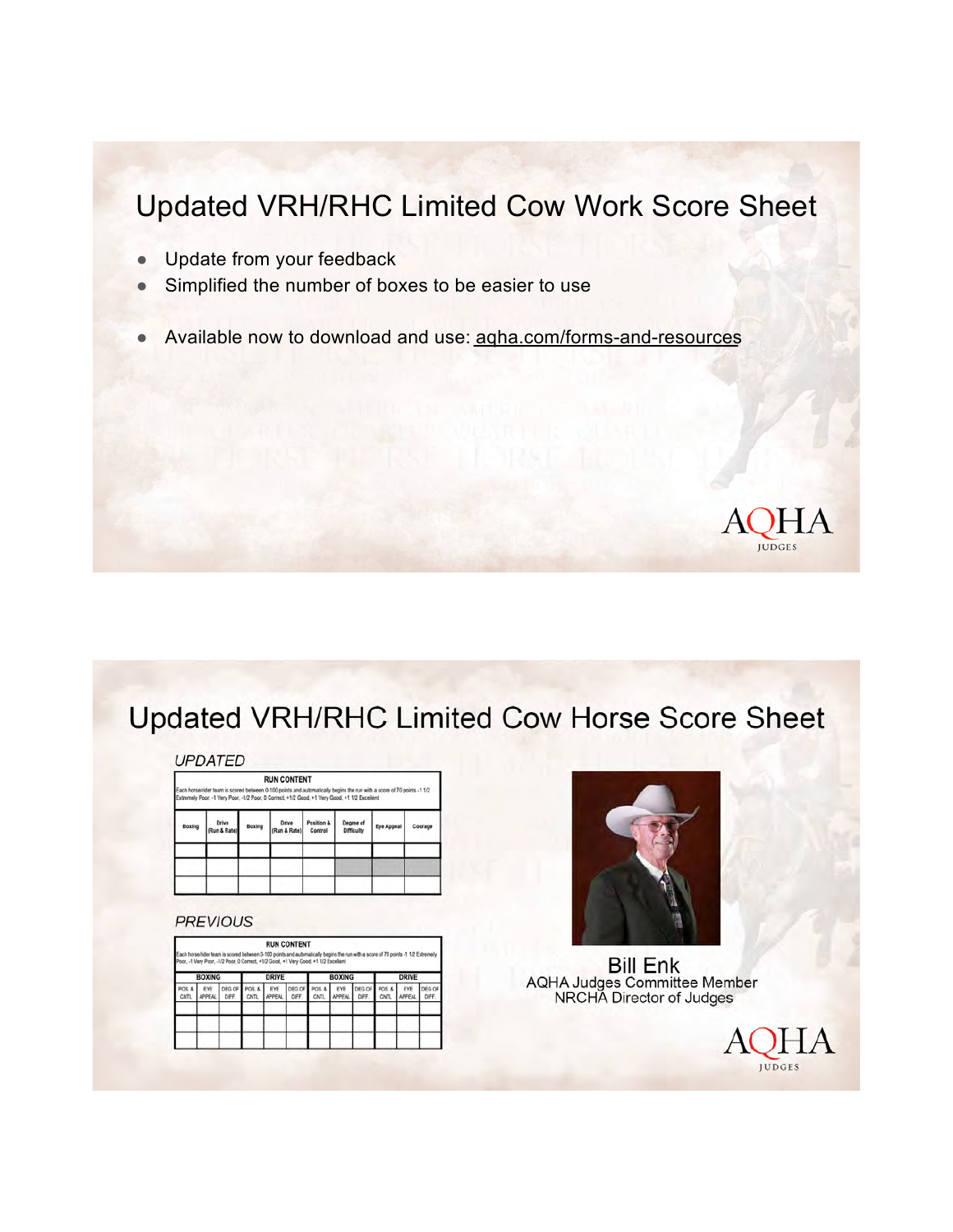## Updated VRH/RHC Limited Cow Work Score Sheet

- Update from your feedback
- Simplified the number of boxes to be easier to use
- Available now to download and use: aqha.com/forms-and-resources

## Updated VRH/RHC Limited Cow Horse Score Sheet

*UPDATED*

RUN CONTENT

Each horse/rider team is scored between 0-100 points and automatically begins the run with a score of 70 points -1 1/2 Extremely Poor, -1 Very Poor, -1/2 Poor, 0 Correct, +1/2 Good, +1 Very Good, +1 1/2 Excellent

| Boxing | Drive (Run & Rate) | Boxing | Drive (Run & Rate) | Position & Control | Degree of Difficulty | Eye Appeal | Courage |
|---|---|---|---|---|---|---|---|
| | | | | | | | |
| | | | | | | | |
| | | | | | | | |

*PREVIOUS*

RUN CONTENT

Each horse/rider team is scored between 0-100 points and automatically begins the run with a score of 70 points -1 1/2 Extremely Poor, -1 Very Poor, -1/2 Poor, 0 Correct, +1/2 Good, +1 Very Good, +1 1/2 Excellent

| BOXING | | | DRIVE | | | BOXING | | | DRIVE | | |
|---|---|---|---|---|---|---|---|---|---|---|---|
| POS. & CNTL | EYE APPEAL | DEG OF DIFF | POS. & CNTL | EYE APPEAL | DEG OF DIFF | POS. & CNTL | EYE APPEAL | DEG OF DIFF | POS. & CNTL | EYE APPEAL | DEG OF DIFF |
| | | | | | | | | | | | |
| | | | | | | | | | | | |

Bill Enk
AQHA Judges Committee Member
NRCHA Director of Judges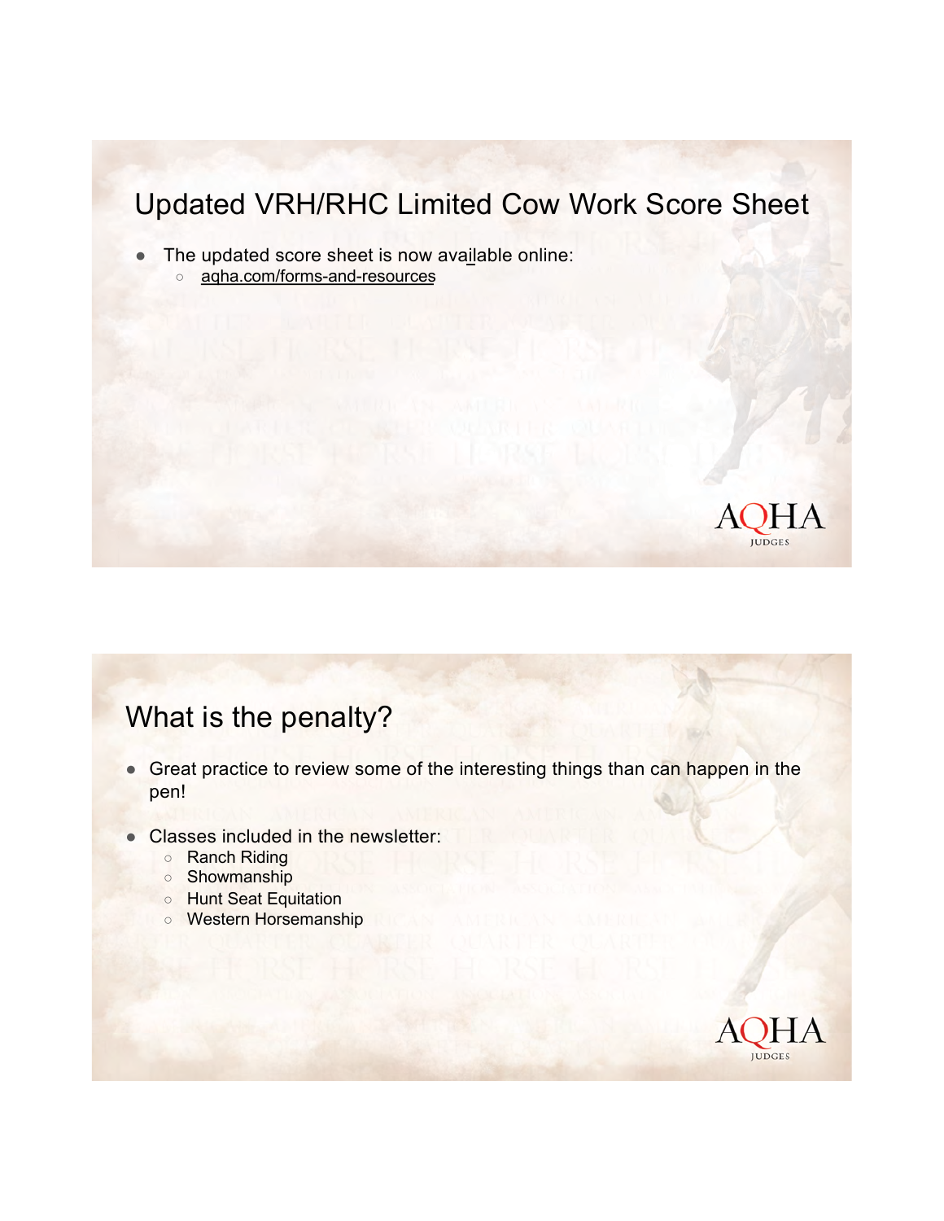## Updated VRH/RHC Limited Cow Work Score Sheet

- The updated score sheet is now available online:
  - aqha.com/forms-and-resources

## What is the penalty?

- Great practice to review some of the interesting things than can happen in the pen!
- Classes included in the newsletter:
  - Ranch Riding
  - Showmanship
  - Hunt Seat Equitation
  - Western Horsemanship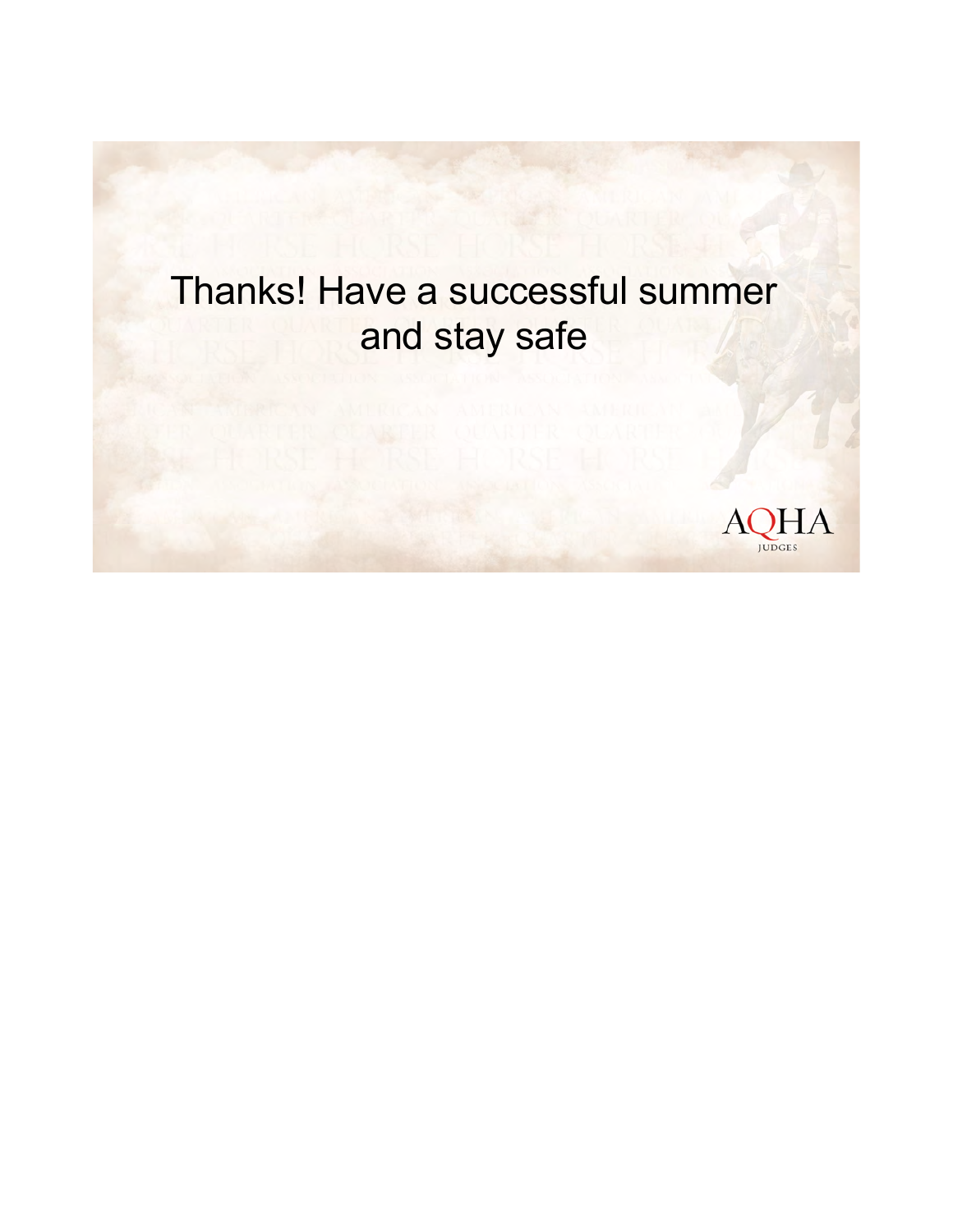Thanks! Have a successful summer and stay safe

AQHA JUDGES